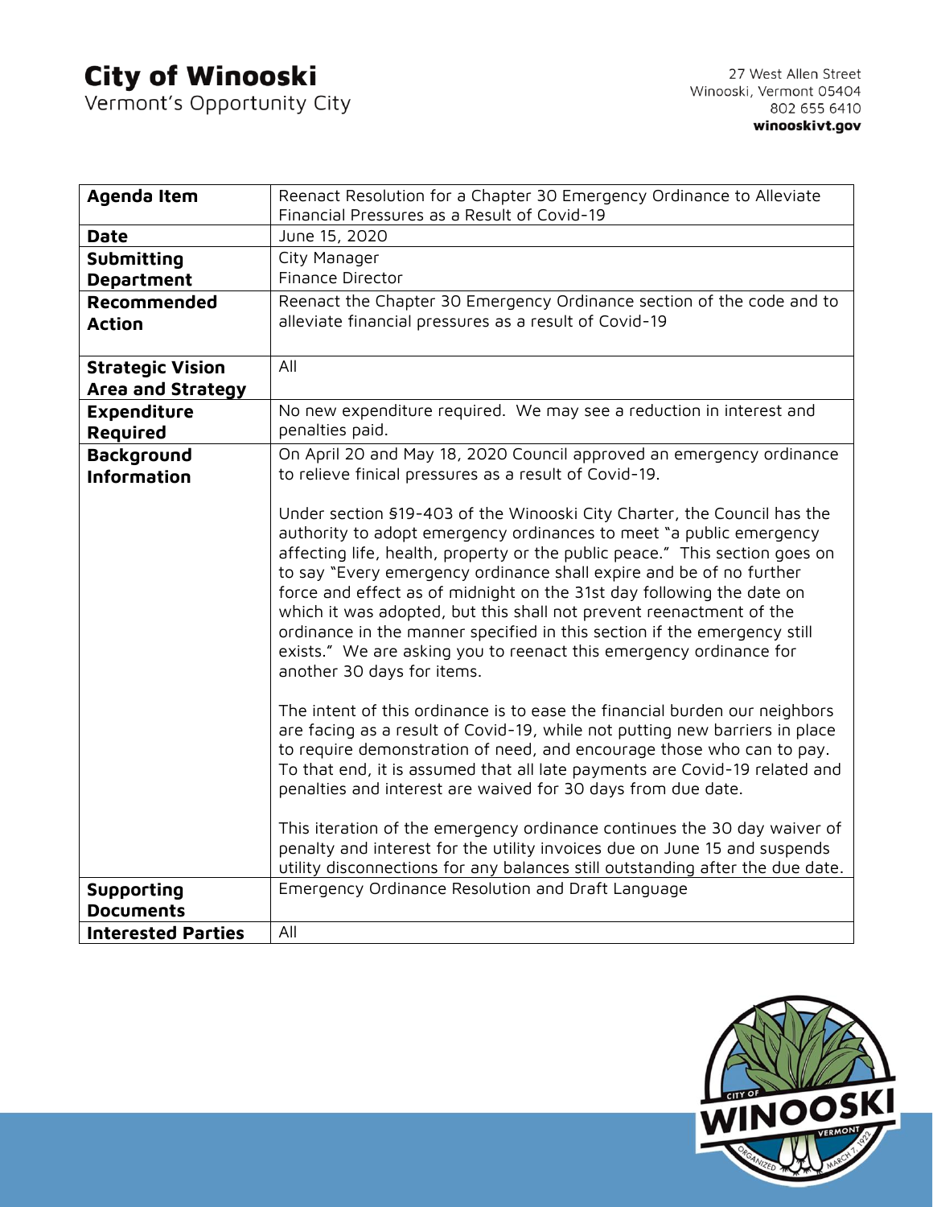# City of Winooski

Vermont's Opportunity City

27 West Allen Street
Winooski, Vermont 05404
802 655 6410
**winooskivt.gov**

| **Agenda Item** | Reenact Resolution for a Chapter 30 Emergency Ordinance to Alleviate Financial Pressures as a Result of Covid-19 |
|---|---|
| **Date** | June 15, 2020 |
| **Submitting Department** | City Manager<br>Finance Director |
| **Recommended Action** | Reenact the Chapter 30 Emergency Ordinance section of the code and to alleviate financial pressures as a result of Covid-19 |
| **Strategic Vision Area and Strategy** | All |
| **Expenditure Required** | No new expenditure required. We may see a reduction in interest and penalties paid. |
| **Background Information** | On April 20 and May 18, 2020 Council approved an emergency ordinance to relieve finical pressures as a result of Covid-19.<br><br>Under section §19-403 of the Winooski City Charter, the Council has the authority to adopt emergency ordinances to meet "a public emergency affecting life, health, property or the public peace." This section goes on to say "Every emergency ordinance shall expire and be of no further force and effect as of midnight on the 31st day following the date on which it was adopted, but this shall not prevent reenactment of the ordinance in the manner specified in this section if the emergency still exists." We are asking you to reenact this emergency ordinance for another 30 days for items.<br><br>The intent of this ordinance is to ease the financial burden our neighbors are facing as a result of Covid-19, while not putting new barriers in place to require demonstration of need, and encourage those who can to pay. To that end, it is assumed that all late payments are Covid-19 related and penalties and interest are waived for 30 days from due date.<br><br>This iteration of the emergency ordinance continues the 30 day waiver of penalty and interest for the utility invoices due on June 15 and suspends utility disconnections for any balances still outstanding after the due date. |
| **Supporting Documents** | Emergency Ordinance Resolution and Draft Language |
| **Interested Parties** | All |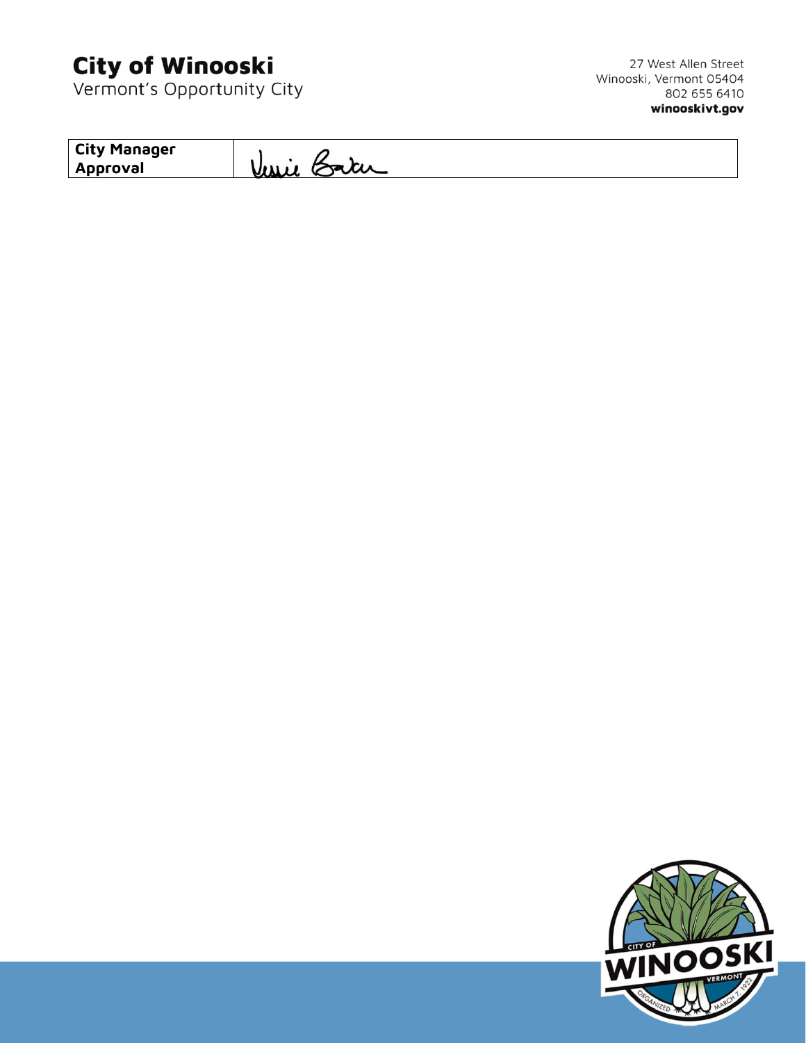# City of Winooski

Vermont's Opportunity City

27 West Allen Street
Winooski, Vermont 05404
802 655 6410
**winooskivt.gov**

| | |
|---|---|
| **City Manager Approval** | Jessie Baker |